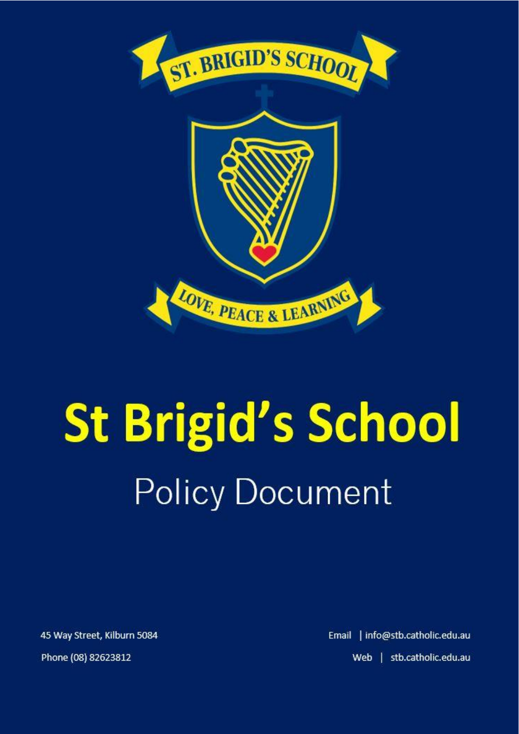# St Brigid's School

## Policy Document

45 Way Street, Kilburn 5084

Phone (08) 82623812

Email | info@stb.catholic.edu.au

Web | stb.catholic.edu.au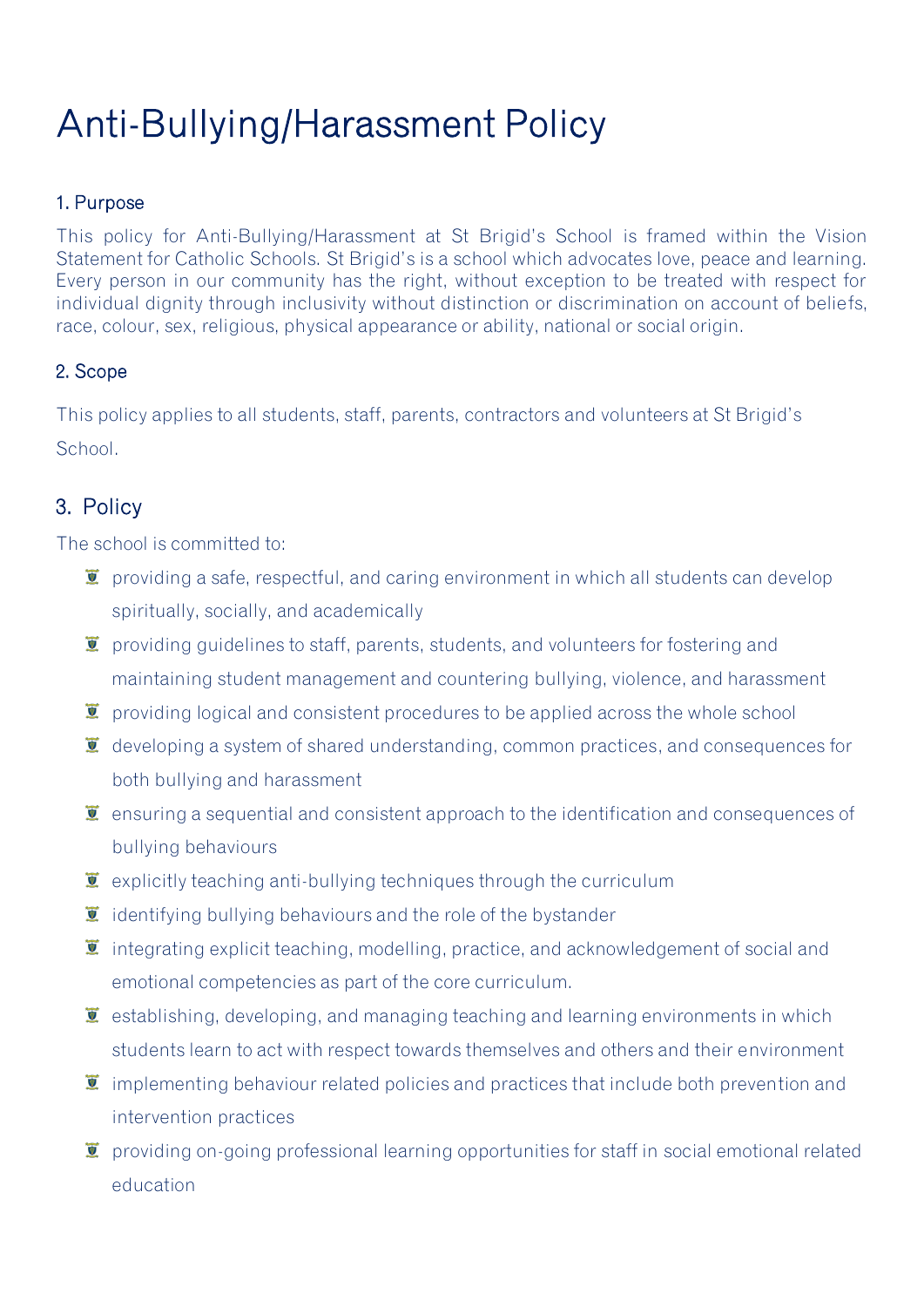# Anti-Bullying/Harassment Policy

## 1. Purpose

This policy for Anti-Bullying/Harassment at St Brigid's School is framed within the Vision Statement for Catholic Schools. St Brigid's is a school which advocates love, peace and learning. Every person in our community has the right, without exception to be treated with respect for individual dignity through inclusivity without distinction or discrimination on account of beliefs, race, colour, sex, religious, physical appearance or ability, national or social origin.

## 2. Scope

This policy applies to all students, staff, parents, contractors and volunteers at St Brigid's School.

## 3. Policy

The school is committed to:

- providing a safe, respectful, and caring environment in which all students can develop spiritually, socially, and academically
- providing guidelines to staff, parents, students, and volunteers for fostering and maintaining student management and countering bullying, violence, and harassment
- providing logical and consistent procedures to be applied across the whole school
- developing a system of shared understanding, common practices, and consequences for both bullying and harassment
- ensuring a sequential and consistent approach to the identification and consequences of bullying behaviours
- explicitly teaching anti-bullying techniques through the curriculum
- identifying bullying behaviours and the role of the bystander
- integrating explicit teaching, modelling, practice, and acknowledgement of social and emotional competencies as part of the core curriculum.
- establishing, developing, and managing teaching and learning environments in which students learn to act with respect towards themselves and others and their environment
- implementing behaviour related policies and practices that include both prevention and intervention practices
- providing on-going professional learning opportunities for staff in social emotional related education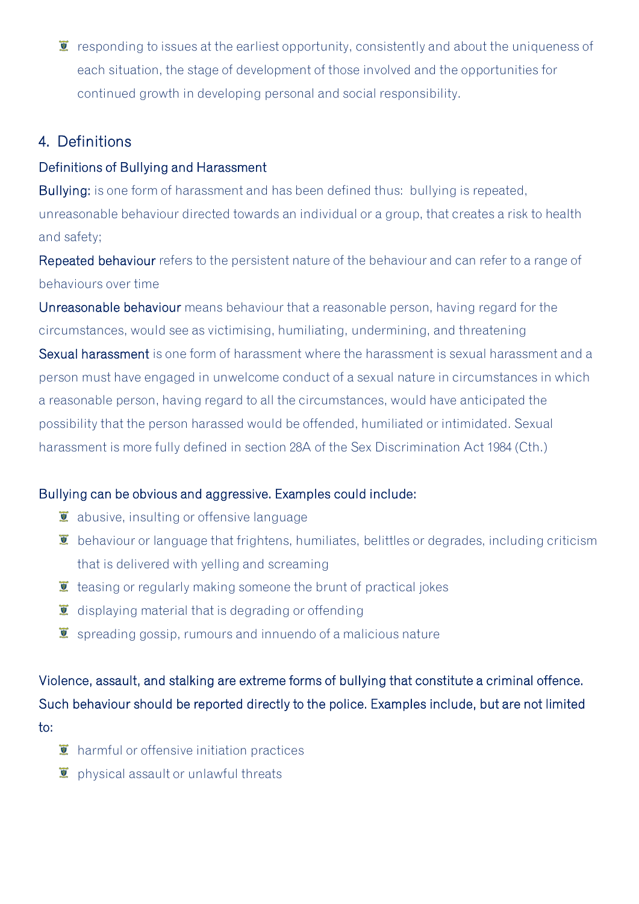- responding to issues at the earliest opportunity, consistently and about the uniqueness of each situation, the stage of development of those involved and the opportunities for continued growth in developing personal and social responsibility.

## 4. Definitions

### Definitions of Bullying and Harassment

**Bullying:** is one form of harassment and has been defined thus: bullying is repeated, unreasonable behaviour directed towards an individual or a group, that creates a risk to health and safety;

**Repeated behaviour** refers to the persistent nature of the behaviour and can refer to a range of behaviours over time

**Unreasonable behaviour** means behaviour that a reasonable person, having regard for the circumstances, would see as victimising, humiliating, undermining, and threatening

**Sexual harassment** is one form of harassment where the harassment is sexual harassment and a person must have engaged in unwelcome conduct of a sexual nature in circumstances in which a reasonable person, having regard to all the circumstances, would have anticipated the possibility that the person harassed would be offended, humiliated or intimidated. Sexual harassment is more fully defined in section 28A of the Sex Discrimination Act 1984 (Cth.)

**Bullying can be obvious and aggressive. Examples could include:**

- abusive, insulting or offensive language
- behaviour or language that frightens, humiliates, belittles or degrades, including criticism that is delivered with yelling and screaming
- teasing or regularly making someone the brunt of practical jokes
- displaying material that is degrading or offending
- spreading gossip, rumours and innuendo of a malicious nature

**Violence, assault, and stalking are extreme forms of bullying that constitute a criminal offence. Such behaviour should be reported directly to the police. Examples include, but are not limited to:**

- harmful or offensive initiation practices
- physical assault or unlawful threats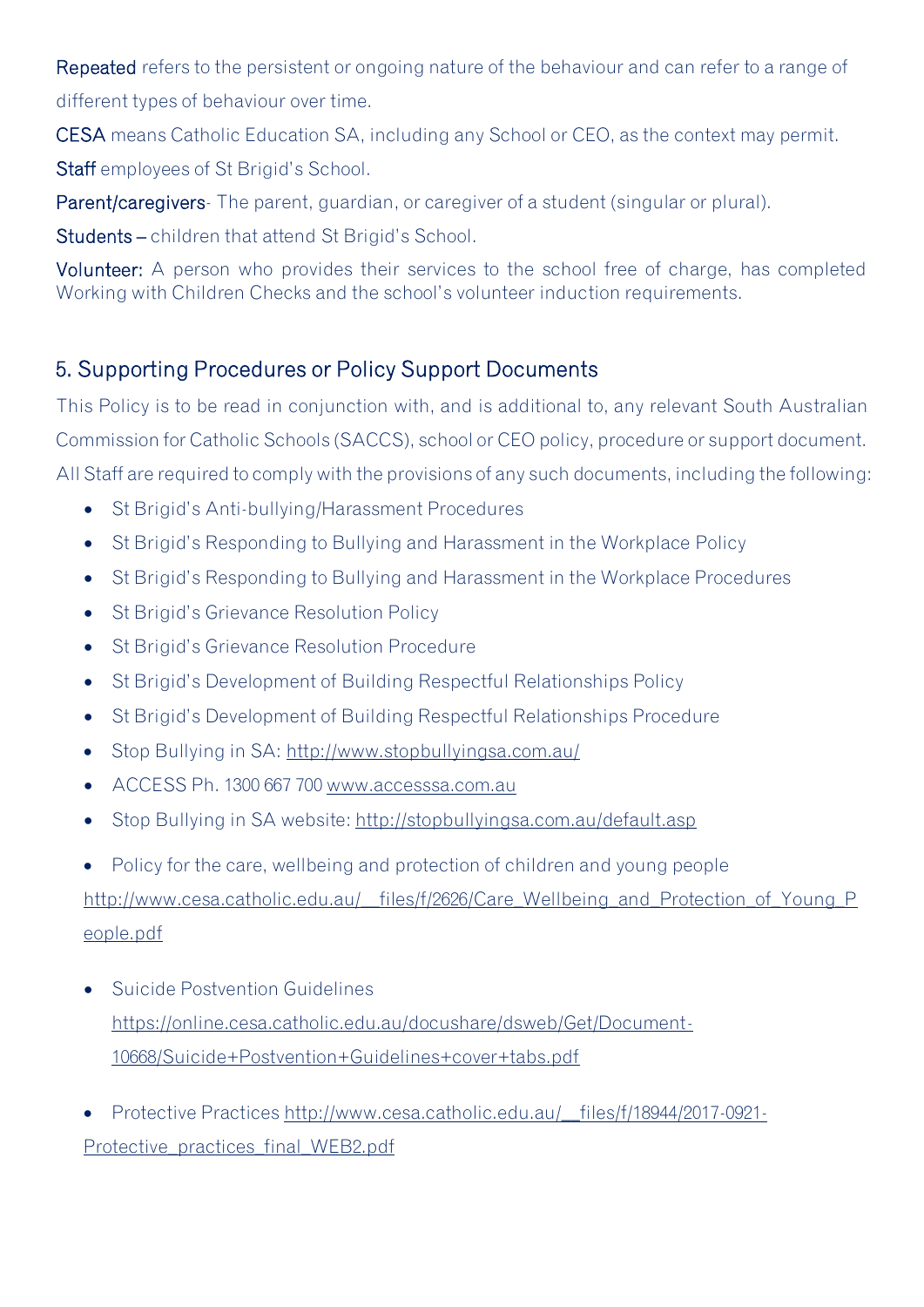**Repeated** refers to the persistent or ongoing nature of the behaviour and can refer to a range of different types of behaviour over time.

**CESA** means Catholic Education SA, including any School or CEO, as the context may permit.

**Staff** employees of St Brigid's School.

**Parent/caregivers**- The parent, guardian, or caregiver of a student (singular or plural).

**Students** – children that attend St Brigid's School.

**Volunteer:** A person who provides their services to the school free of charge, has completed Working with Children Checks and the school's volunteer induction requirements.

## 5. Supporting Procedures or Policy Support Documents

This Policy is to be read in conjunction with, and is additional to, any relevant South Australian Commission for Catholic Schools (SACCS), school or CEO policy, procedure or support document. All Staff are required to comply with the provisions of any such documents, including the following:

- St Brigid's Anti-bullying/Harassment Procedures
- St Brigid's Responding to Bullying and Harassment in the Workplace Policy
- St Brigid's Responding to Bullying and Harassment in the Workplace Procedures
- St Brigid's Grievance Resolution Policy
- St Brigid's Grievance Resolution Procedure
- St Brigid's Development of Building Respectful Relationships Policy
- St Brigid's Development of Building Respectful Relationships Procedure
- Stop Bullying in SA: http://www.stopbullyingsa.com.au/
- ACCESS Ph. 1300 667 700 www.accesssa.com.au
- Stop Bullying in SA website: http://stopbullyingsa.com.au/default.asp
- Policy for the care, wellbeing and protection of children and young people http://www.cesa.catholic.edu.au/__files/f/2626/Care_Wellbeing_and_Protection_of_Young_People.pdf
- Suicide Postvention Guidelines https://online.cesa.catholic.edu.au/docushare/dsweb/Get/Document-10668/Suicide+Postvention+Guidelines+cover+tabs.pdf
- Protective Practices http://www.cesa.catholic.edu.au/__files/f/18944/2017-0921-Protective_practices_final_WEB2.pdf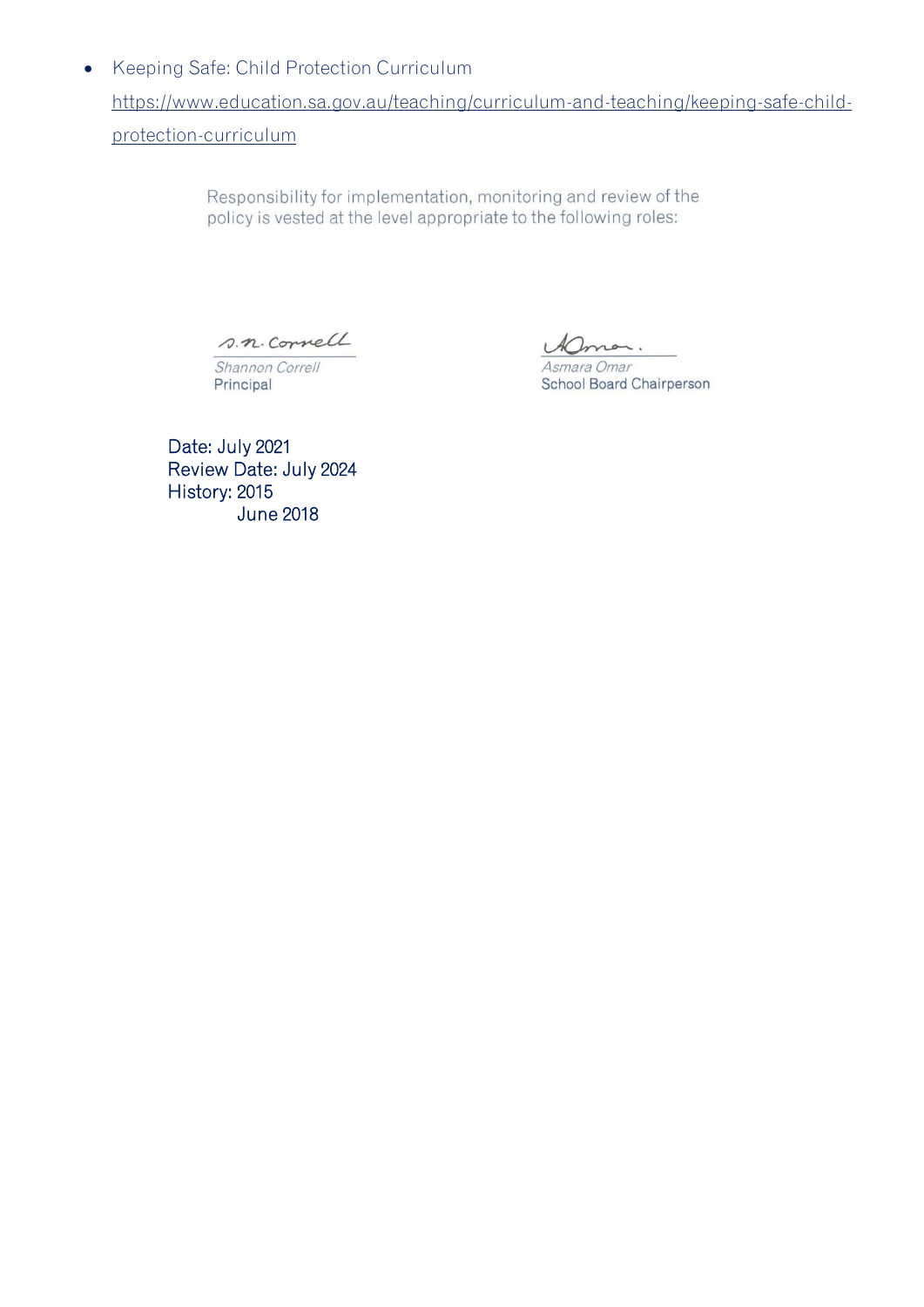- Keeping Safe: Child Protection Curriculum
  https://www.education.sa.gov.au/teaching/curriculum-and-teaching/keeping-safe-child-protection-curriculum

Responsibility for implementation, monitoring and review of the policy is vested at the level appropriate to the following roles:

| | |
|---|---|
| *Shannon Correll* | *Asmara Omar* |
| Principal | School Board Chairperson |

Date: July 2021
Review Date: July 2024
History: 2015
June 2018